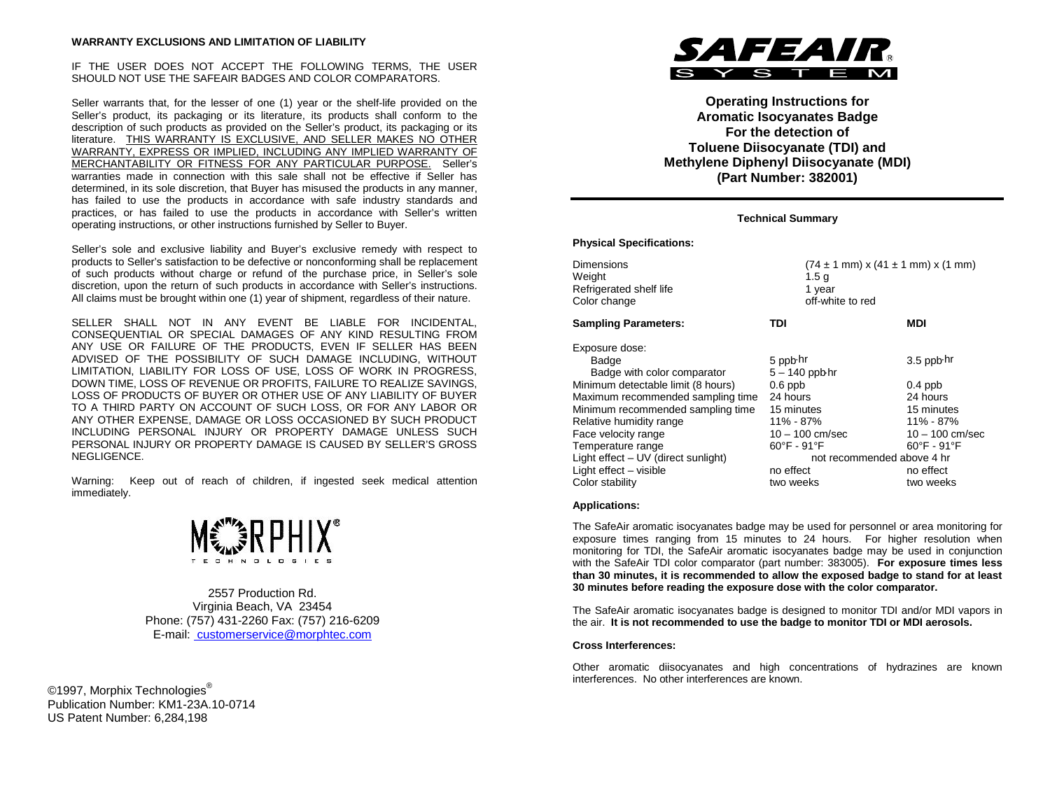**WARRANTY EXCLUSIONS AND LIMITATION OF LIABILITY**

IF THE USER DOES NOT ACCEPT THE FOLLOWING TERMS, THE USER SHOULD NOT USE THE SAFEAIR BADGES AND COLOR COMPARATORS.

Seller warrants that, for the lesser of one (1) year or the shelf-life provided on the Seller's product, its packaging or its literature, its products shall conform to the description of such products as provided on the Seller's product, its packaging or its literature. THIS WARRANTY IS EXCLUSIVE, AND SELLER MAKES NO OTHER WARRANTY, EXPRESS OR IMPLIED, INCLUDING ANY IMPLIED WARRANTY OF MERCHANTABILITY OR FITNESS FOR ANY PARTICULAR PURPOSE. Seller's warranties made in connection with this sale shall not be effective if Seller has determined, in its sole discretion, that Buyer has misused the products in any manner, has failed to use the products in accordance with safe industry standards and practices, or has failed to use the products in accordance with Seller's written operating instructions, or other instructions furnished by Seller to Buyer.

Seller's sole and exclusive liability and Buyer's exclusive remedy with respect to products to Seller's satisfaction to be defective or nonconforming shall be replacement of such products without charge or refund of the purchase price, in Seller's sole discretion, upon the return of such products in accordance with Seller's instructions. All claims must be brought within one (1) year of shipment, regardless of their nature.

SELLER SHALL NOT IN ANY EVENT BE LIABLE FOR INCIDENTAL, CONSEQUENTIAL OR SPECIAL DAMAGES OF ANY KIND RESULTING FROM ANY USE OR FAILURE OF THE PRODUCTS, EVEN IF SELLER HAS BEEN ADVISED OF THE POSSIBILITY OF SUCH DAMAGE INCLUDING, WITHOUT LIMITATION, LIABILITY FOR LOSS OF USE, LOSS OF WORK IN PROGRESS, DOWN TIME, LOSS OF REVENUE OR PROFITS, FAILURE TO REALIZE SAVINGS, LOSS OF PRODUCTS OF BUYER OR OTHER USE OF ANY LIABILITY OF BUYER TO A THIRD PARTY ON ACCOUNT OF SUCH LOSS, OR FOR ANY LABOR OR ANY OTHER EXPENSE, DAMAGE OR LOSS OCCASIONED BY SUCH PRODUCT INCLUDING PERSONAL INJURY OR PROPERTY DAMAGE UNLESS SUCH PERSONAL INJURY OR PROPERTY DAMAGE IS CAUSED BY SELLER'S GROSS NEGLIGENCE.

Warning: Keep out of reach of children, if ingested seek medical attention immediately.

MORPHIX® TECHNOLOGIES

2557 Production Rd.
Virginia Beach, VA 23454
Phone: (757) 431-2260 Fax: (757) 216-6209
E-mail: customerservice@morphtec.com

©1997, Morphix Technologies®
Publication Number: KM1-23A.10-0714
US Patent Number: 6,284,198

SAFEAIR® SYSTEM

# Operating Instructions for Aromatic Isocyanates Badge For the detection of Toluene Diisocyanate (TDI) and Methylene Diphenyl Diisocyanate (MDI) (Part Number: 382001)

**Technical Summary**

**Physical Specifications:**

| | |
|---|---|
| Dimensions | (74 ± 1 mm) x (41 ± 1 mm) x (1 mm) |
| Weight | 1.5 g |
| Refrigerated shelf life | 1 year |
| Color change | off-white to red |

| **Sampling Parameters:** | **TDI** | **MDI** |
|---|---|---|
| Exposure dose: | | |
| Badge | 5 ppb·hr | 3.5 ppb·hr |
| Badge with color comparator | 5 – 140 ppb·hr | |
| Minimum detectable limit (8 hours) | 0.6 ppb | 0.4 ppb |
| Maximum recommended sampling time | 24 hours | 24 hours |
| Minimum recommended sampling time | 15 minutes | 15 minutes |
| Relative humidity range | 11% - 87% | 11% - 87% |
| Face velocity range | 10 – 100 cm/sec | 10 – 100 cm/sec |
| Temperature range | 60°F - 91°F | 60°F - 91°F |
| Light effect – UV (direct sunlight) | not recommended above 4 hr | |
| Light effect – visible | no effect | no effect |
| Color stability | two weeks | two weeks |

**Applications:**

The SafeAir aromatic isocyanates badge may be used for personnel or area monitoring for exposure times ranging from 15 minutes to 24 hours. For higher resolution when monitoring for TDI, the SafeAir aromatic isocyanates badge may be used in conjunction with the SafeAir TDI color comparator (part number: 383005). **For exposure times less than 30 minutes, it is recommended to allow the exposed badge to stand for at least 30 minutes before reading the exposure dose with the color comparator.**

The SafeAir aromatic isocyanates badge is designed to monitor TDI and/or MDI vapors in the air. **It is not recommended to use the badge to monitor TDI or MDI aerosols.**

**Cross Interferences:**

Other aromatic diisocyanates and high concentrations of hydrazines are known interferences. No other interferences are known.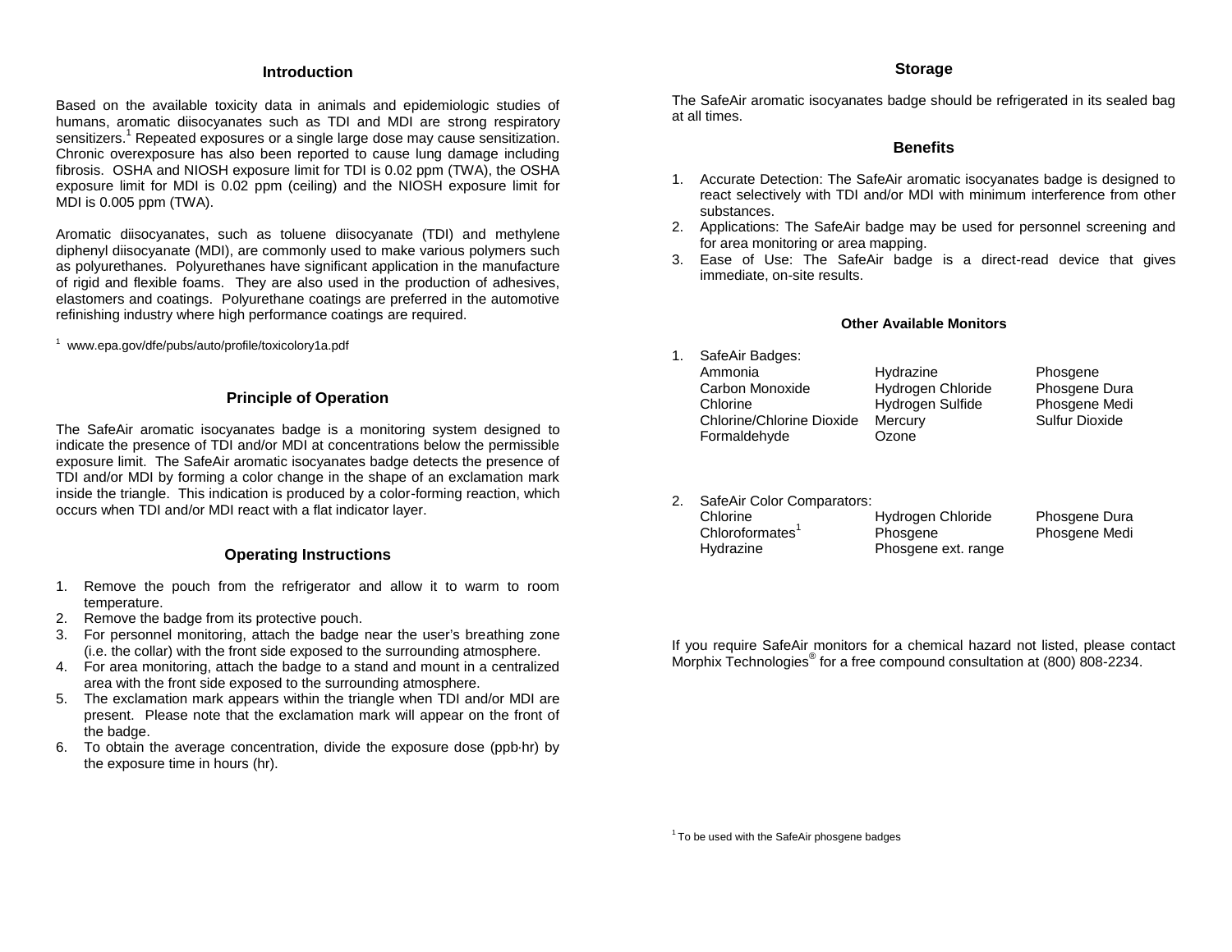## Introduction

Based on the available toxicity data in animals and epidemiologic studies of humans, aromatic diisocyanates such as TDI and MDI are strong respiratory sensitizers.[1] Repeated exposures or a single large dose may cause sensitization. Chronic overexposure has also been reported to cause lung damage including fibrosis. OSHA and NIOSH exposure limit for TDI is 0.02 ppm (TWA), the OSHA exposure limit for MDI is 0.02 ppm (ceiling) and the NIOSH exposure limit for MDI is 0.005 ppm (TWA).

Aromatic diisocyanates, such as toluene diisocyanate (TDI) and methylene diphenyl diisocyanate (MDI), are commonly used to make various polymers such as polyurethanes. Polyurethanes have significant application in the manufacture of rigid and flexible foams. They are also used in the production of adhesives, elastomers and coatings. Polyurethane coatings are preferred in the automotive refinishing industry where high performance coatings are required.

[1] www.epa.gov/dfe/pubs/auto/profile/toxicolory1a.pdf

## Principle of Operation

The SafeAir aromatic isocyanates badge is a monitoring system designed to indicate the presence of TDI and/or MDI at concentrations below the permissible exposure limit. The SafeAir aromatic isocyanates badge detects the presence of TDI and/or MDI by forming a color change in the shape of an exclamation mark inside the triangle. This indication is produced by a color-forming reaction, which occurs when TDI and/or MDI react with a flat indicator layer.

## Operating Instructions

1. Remove the pouch from the refrigerator and allow it to warm to room temperature.
2. Remove the badge from its protective pouch.
3. For personnel monitoring, attach the badge near the user's breathing zone (i.e. the collar) with the front side exposed to the surrounding atmosphere.
4. For area monitoring, attach the badge to a stand and mount in a centralized area with the front side exposed to the surrounding atmosphere.
5. The exclamation mark appears within the triangle when TDI and/or MDI are present. Please note that the exclamation mark will appear on the front of the badge.
6. To obtain the average concentration, divide the exposure dose (ppb·hr) by the exposure time in hours (hr).

## Storage

The SafeAir aromatic isocyanates badge should be refrigerated in its sealed bag at all times.

## Benefits

1. Accurate Detection: The SafeAir aromatic isocyanates badge is designed to react selectively with TDI and/or MDI with minimum interference from other substances.
2. Applications: The SafeAir badge may be used for personnel screening and for area monitoring or area mapping.
3. Ease of Use: The SafeAir badge is a direct-read device that gives immediate, on-site results.

### Other Available Monitors

1. SafeAir Badges:

| | | |
|---|---|---|
| Ammonia | Hydrazine | Phosgene |
| Carbon Monoxide | Hydrogen Chloride | Phosgene Dura |
| Chlorine | Hydrogen Sulfide | Phosgene Medi |
| Chlorine/Chlorine Dioxide | Mercury | Sulfur Dioxide |
| Formaldehyde | Ozone | |

2. SafeAir Color Comparators:

| | | |
|---|---|---|
| Chlorine | Hydrogen Chloride | Phosgene Dura |
| Chloroformates[1] | Phosgene | Phosgene Medi |
| Hydrazine | Phosgene ext. range | |

If you require SafeAir monitors for a chemical hazard not listed, please contact Morphix Technologies® for a free compound consultation at (800) 808-2234.

[1] To be used with the SafeAir phosgene badges